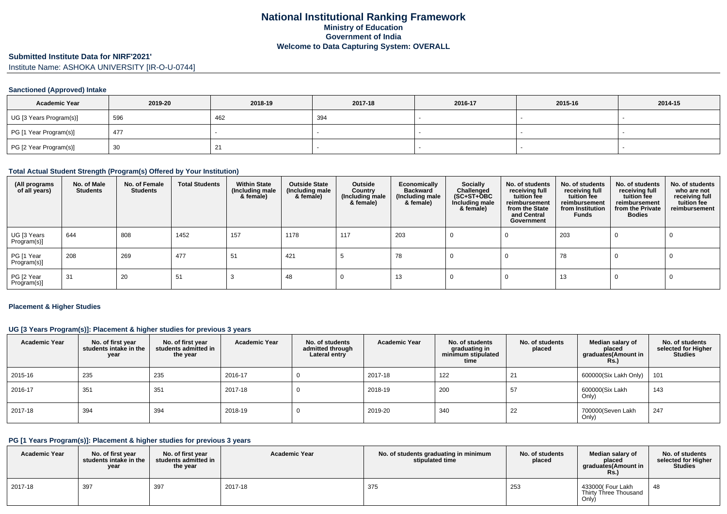# National Institutional Ranking Framework
## Ministry of Education
## Government of India
## Welcome to Data Capturing System: OVERALL

### Submitted Institute Data for NIRF'2021'

Institute Name: ASHOKA UNIVERSITY [IR-O-U-0744]

#### Sanctioned (Approved) Intake

| Academic Year | 2019-20 | 2018-19 | 2017-18 | 2016-17 | 2015-16 | 2014-15 |
|---|---|---|---|---|---|---|
| UG [3 Years Program(s)] | 596 | 462 | 394 | - | - | - |
| PG [1 Year Program(s)] | 477 | - | - | - | - | - |
| PG [2 Year Program(s)] | 30 | 21 | - | - | - | - |

#### Total Actual Student Strength (Program(s) Offered by Your Institution)

| (All programs of all years) | No. of Male Students | No. of Female Students | Total Students | Within State (Including male & female) | Outside State (Including male & female) | Outside Country (Including male & female) | Economically Backward (Including male & female) | Socially Challenged (SC+ST+OBC Including male & female) | No. of students receiving full tuition fee reimbursement from the State and Central Government | No. of students receiving full tuition fee reimbursement from Institution Funds | No. of students receiving full tuition fee reimbursement from the Private Bodies | No. of students who are not receiving full tuition fee reimbursement |
|---|---|---|---|---|---|---|---|---|---|---|---|---|
| UG [3 Years Program(s)] | 644 | 808 | 1452 | 157 | 1178 | 117 | 203 | 0 | 0 | 203 | 0 | 0 |
| PG [1 Year Program(s)] | 208 | 269 | 477 | 51 | 421 | 5 | 78 | 0 | 0 | 78 | 0 | 0 |
| PG [2 Year Program(s)] | 31 | 20 | 51 | 3 | 48 | 0 | 13 | 0 | 0 | 13 | 0 | 0 |

#### Placement & Higher Studies

#### UG [3 Years Program(s)]: Placement & higher studies for previous 3 years

| Academic Year | No. of first year students intake in the year | No. of first year students admitted in the year | Academic Year | No. of students admitted through Lateral entry | Academic Year | No. of students graduating in minimum stipulated time | No. of students placed | Median salary of placed graduates(Amount in Rs.) | No. of students selected for Higher Studies |
|---|---|---|---|---|---|---|---|---|---|
| 2015-16 | 235 | 235 | 2016-17 | 0 | 2017-18 | 122 | 21 | 600000(Six Lakh Only) | 101 |
| 2016-17 | 351 | 351 | 2017-18 | 0 | 2018-19 | 200 | 57 | 600000(Six Lakh Only) | 143 |
| 2017-18 | 394 | 394 | 2018-19 | 0 | 2019-20 | 340 | 22 | 700000(Seven Lakh Only) | 247 |

#### PG [1 Years Program(s)]: Placement & higher studies for previous 3 years

| Academic Year | No. of first year students intake in the year | No. of first year students admitted in the year | Academic Year | No. of students graduating in minimum stipulated time | No. of students placed | Median salary of placed graduates(Amount in Rs.) | No. of students selected for Higher Studies |
|---|---|---|---|---|---|---|---|
| 2017-18 | 397 | 397 | 2017-18 | 375 | 253 | 433000( Four Lakh Thirty Three Thousand Only) | 48 |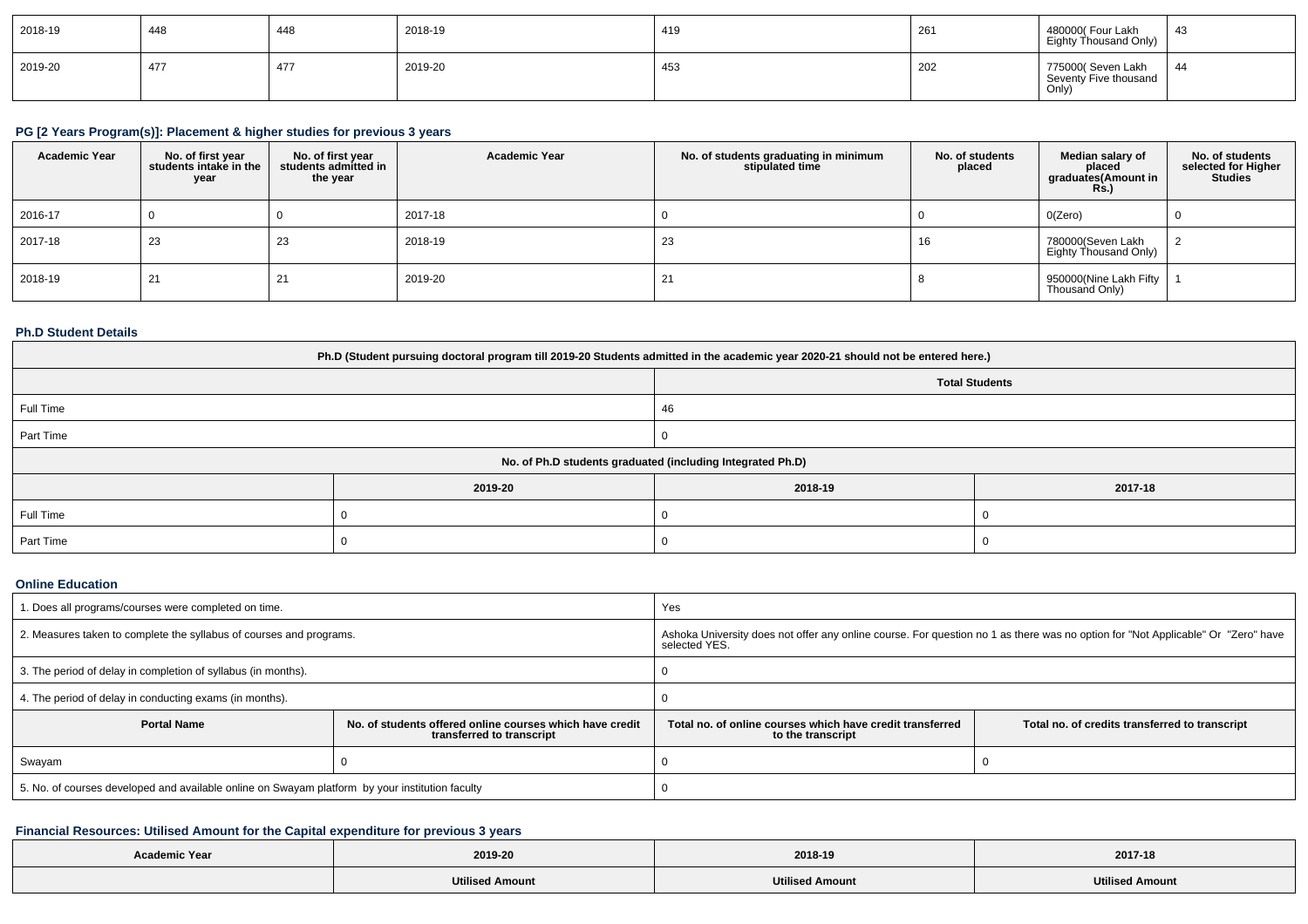| 2018-19 | 448 | 448 | 2018-19 | 419 | 261 | 480000( Four Lakh Eighty Thousand Only) | 43 |
|---|---|---|---|---|---|---|---|
| 2019-20 | 477 | 477 | 2019-20 | 453 | 202 | 775000( Seven Lakh Seventy Five thousand Only) | 44 |

### PG [2 Years Program(s)]: Placement & higher studies for previous 3 years

| Academic Year | No. of first year students intake in the year | No. of first year students admitted in the year | Academic Year | No. of students graduating in minimum stipulated time | No. of students placed | Median salary of placed graduates(Amount in Rs.) | No. of students selected for Higher Studies |
|---|---|---|---|---|---|---|---|
| 2016-17 | 0 | 0 | 2017-18 | 0 | 0 | 0(Zero) | 0 |
| 2017-18 | 23 | 23 | 2018-19 | 23 | 16 | 780000(Seven Lakh Eighty Thousand Only) | 2 |
| 2018-19 | 21 | 21 | 2019-20 | 21 | 8 | 950000(Nine Lakh Fifty Thousand Only) | 1 |

### Ph.D Student Details

| Ph.D (Student pursuing doctoral program till 2019-20 Students admitted in the academic year 2020-21 should not be entered here.) | | | |
|---|---|---|---|
| | Total Students | | |
| Full Time | 46 | | |
| Part Time | 0 | | |
| No. of Ph.D students graduated (including Integrated Ph.D) | | | |
| | 2019-20 | 2018-19 | 2017-18 |
| Full Time | 0 | 0 | 0 |
| Part Time | 0 | 0 | 0 |

### Online Education

| 1. Does all programs/courses were completed on time. | Yes | | |
|---|---|---|---|
| 2. Measures taken to complete the syllabus of courses and programs. | Ashoka University does not offer any online course. For question no 1 as there was no option for "Not Applicable" Or "Zero" have selected YES. | | |
| 3. The period of delay in completion of syllabus (in months). | 0 | | |
| 4. The period of delay in conducting exams (in months). | 0 | | |
| **Portal Name** | **No. of students offered online courses which have credit transferred to transcript** | **Total no. of online courses which have credit transferred to the transcript** | **Total no. of credits transferred to transcript** |
| Swayam | 0 | 0 | 0 |
| 5. No. of courses developed and available online on Swayam platform by your institution faculty | 0 | | |

### Financial Resources: Utilised Amount for the Capital expenditure for previous 3 years

| Academic Year | 2019-20 | 2018-19 | 2017-18 |
|---|---|---|---|
| | Utilised Amount | Utilised Amount | Utilised Amount |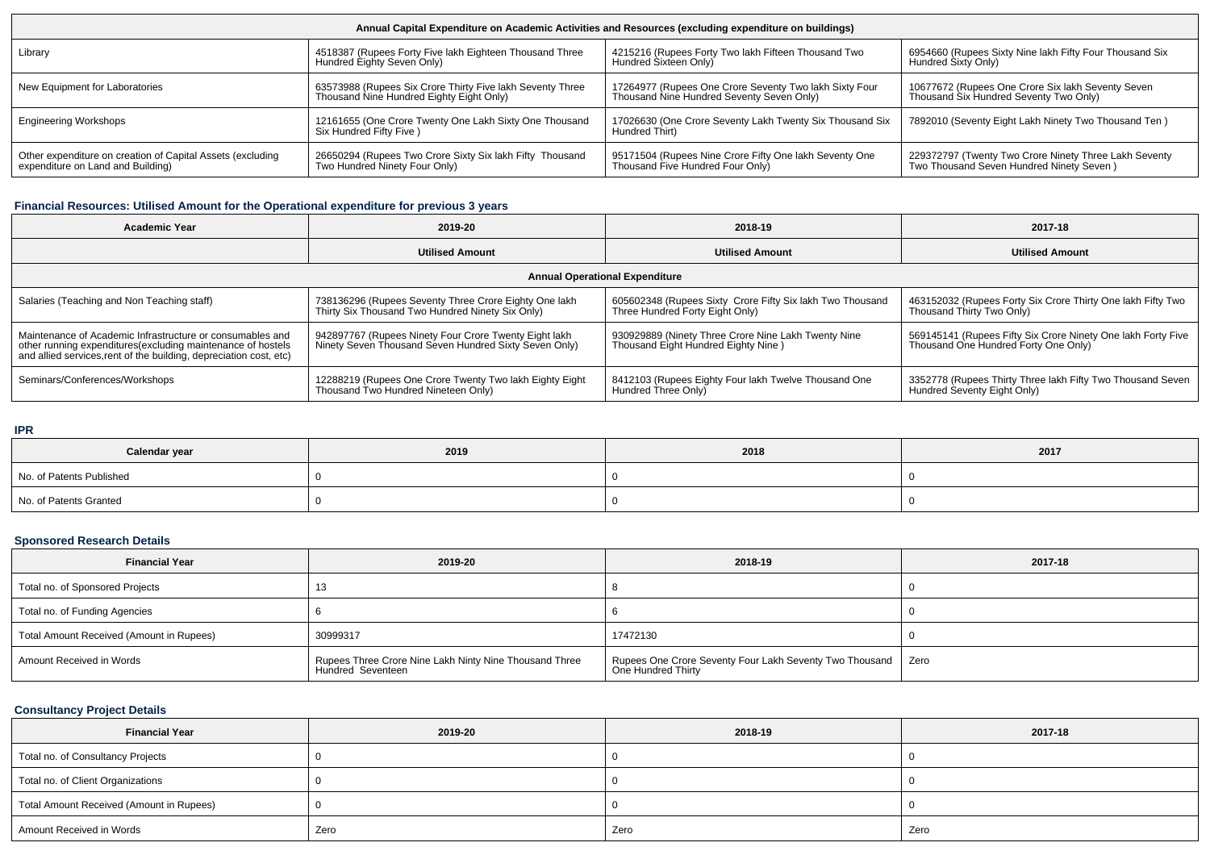| Annual Capital Expenditure on Academic Activities and Resources (excluding expenditure on buildings) | | | |
|---|---|---|---|
| Library | 4518387 (Rupees Forty Five lakh Eighteen Thousand Three Hundred Eighty Seven Only) | 4215216 (Rupees Forty Two lakh Fifteen Thousand Two Hundred Sixteen Only) | 6954660 (Rupees Sixty Nine lakh Fifty Four Thousand Six Hundred Sixty Only) |
| New Equipment for Laboratories | 63573988 (Rupees Six Crore Thirty Five lakh Seventy Three Thousand Nine Hundred Eighty Eight Only) | 17264977 (Rupees One Crore Seventy Two lakh Sixty Four Thousand Nine Hundred Seventy Seven Only) | 10677672 (Rupees One Crore Six lakh Seventy Seven Thousand Six Hundred Seventy Two Only) |
| Engineering Workshops | 12161655 (One Crore Twenty One Lakh Sixty One Thousand Six Hundred Fifty Five ) | 17026630 (One Crore Seventy Lakh Twenty Six Thousand Six Hundred Thirt) | 7892010 (Seventy Eight Lakh Ninety Two Thousand Ten ) |
| Other expenditure on creation of Capital Assets (excluding expenditure on Land and Building) | 26650294 (Rupees Two Crore Sixty Six lakh Fifty Thousand Two Hundred Ninety Four Only) | 95171504 (Rupees Nine Crore Fifty One lakh Seventy One Thousand Five Hundred Four Only) | 229372797 (Twenty Two Crore Ninety Three Lakh Seventy Two Thousand Seven Hundred Ninety Seven ) |

### Financial Resources: Utilised Amount for the Operational expenditure for previous 3 years

| Academic Year | 2019-20 | 2018-19 | 2017-18 |
|---|---|---|---|
| | Utilised Amount | Utilised Amount | Utilised Amount |
| Annual Operational Expenditure | | | |
| Salaries (Teaching and Non Teaching staff) | 738136296 (Rupees Seventy Three Crore Eighty One lakh Thirty Six Thousand Two Hundred Ninety Six Only) | 605602348 (Rupees Sixty Crore Fifty Six lakh Two Thousand Three Hundred Forty Eight Only) | 463152032 (Rupees Forty Six Crore Thirty One lakh Fifty Two Thousand Thirty Two Only) |
| Maintenance of Academic Infrastructure or consumables and other running expenditures(excluding maintenance of hostels and allied services,rent of the building, depreciation cost, etc) | 942897767 (Rupees Ninety Four Crore Twenty Eight lakh Ninety Seven Thousand Seven Hundred Sixty Seven Only) | 930929889 (Ninety Three Crore Nine Lakh Twenty Nine Thousand Eight Hundred Eighty Nine ) | 569145141 (Rupees Fifty Six Crore Ninety One lakh Forty Five Thousand One Hundred Forty One Only) |
| Seminars/Conferences/Workshops | 12288219 (Rupees One Crore Twenty Two lakh Eighty Eight Thousand Two Hundred Nineteen Only) | 8412103 (Rupees Eighty Four lakh Twelve Thousand One Hundred Three Only) | 3352778 (Rupees Thirty Three lakh Fifty Two Thousand Seven Hundred Seventy Eight Only) |

### IPR

| Calendar year | 2019 | 2018 | 2017 |
|---|---|---|---|
| No. of Patents Published | 0 | 0 | 0 |
| No. of Patents Granted | 0 | 0 | 0 |

### Sponsored Research Details

| Financial Year | 2019-20 | 2018-19 | 2017-18 |
|---|---|---|---|
| Total no. of Sponsored Projects | 13 | 8 | 0 |
| Total no. of Funding Agencies | 6 | 6 | 0 |
| Total Amount Received (Amount in Rupees) | 30999317 | 17472130 | 0 |
| Amount Received in Words | Rupees Three Crore Nine Lakh Ninty Nine Thousand Three Hundred Seventeen | Rupees One Crore Seventy Four Lakh Seventy Two Thousand One Hundred Thirty | Zero |

### Consultancy Project Details

| Financial Year | 2019-20 | 2018-19 | 2017-18 |
|---|---|---|---|
| Total no. of Consultancy Projects | 0 | 0 | 0 |
| Total no. of Client Organizations | 0 | 0 | 0 |
| Total Amount Received (Amount in Rupees) | 0 | 0 | 0 |
| Amount Received in Words | Zero | Zero | Zero |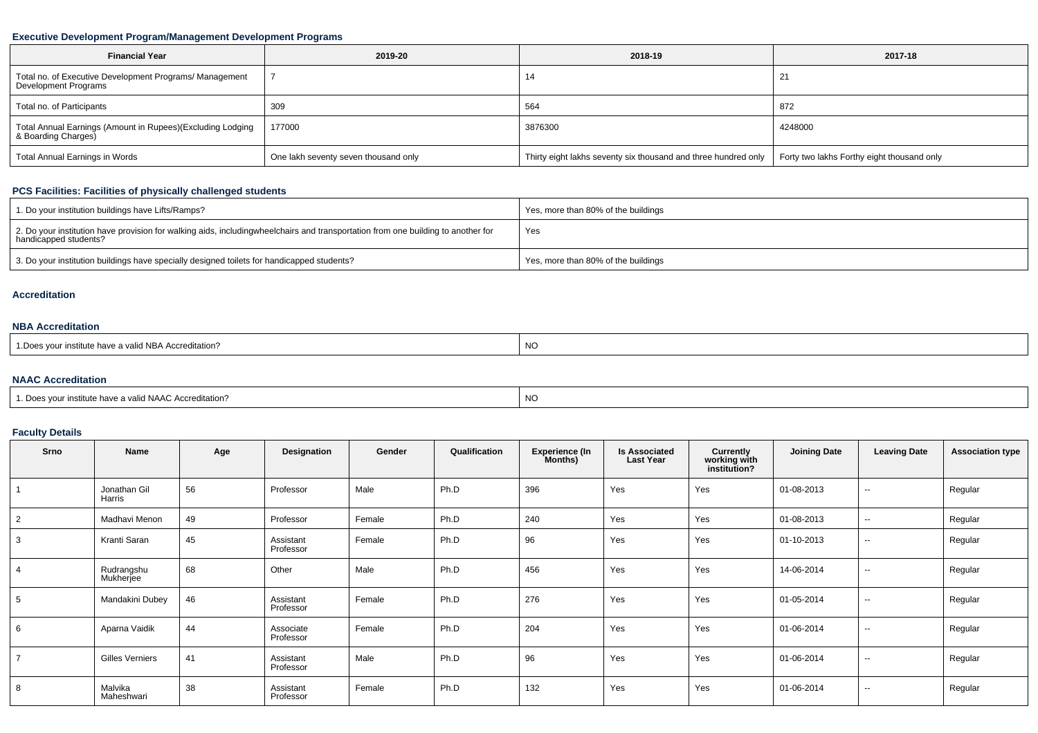### Executive Development Program/Management Development Programs

| Financial Year | 2019-20 | 2018-19 | 2017-18 |
|---|---|---|---|
| Total no. of Executive Development Programs/ Management Development Programs | 7 | 14 | 21 |
| Total no. of Participants | 309 | 564 | 872 |
| Total Annual Earnings (Amount in Rupees)(Excluding Lodging & Boarding Charges) | 177000 | 3876300 | 4248000 |
| Total Annual Earnings in Words | One lakh seventy seven thousand only | Thirty eight lakhs seventy six thousand and three hundred only | Forty two lakhs Forthy eight thousand only |

### PCS Facilities: Facilities of physically challenged students

| | |
|---|---|
| 1. Do your institution buildings have Lifts/Ramps? | Yes, more than 80% of the buildings |
| 2. Do your institution have provision for walking aids, includingwheelchairs and transportation from one building to another for handicapped students? | Yes |
| 3. Do your institution buildings have specially designed toilets for handicapped students? | Yes, more than 80% of the buildings |

### Accreditation

### NBA Accreditation

| | |
|---|---|
| 1.Does your institute have a valid NBA Accreditation? | NO |

### NAAC Accreditation

| | |
|---|---|
| 1. Does your institute have a valid NAAC Accreditation? | NO |

### Faculty Details

| Srno | Name | Age | Designation | Gender | Qualification | Experience (In Months) | Is Associated Last Year | Currently working with institution? | Joining Date | Leaving Date | Association type |
|---|---|---|---|---|---|---|---|---|---|---|---|
| 1 | Jonathan Gil Harris | 56 | Professor | Male | Ph.D | 396 | Yes | Yes | 01-08-2013 | -- | Regular |
| 2 | Madhavi Menon | 49 | Professor | Female | Ph.D | 240 | Yes | Yes | 01-08-2013 | -- | Regular |
| 3 | Kranti Saran | 45 | Assistant Professor | Female | Ph.D | 96 | Yes | Yes | 01-10-2013 | -- | Regular |
| 4 | Rudrangshu Mukherjee | 68 | Other | Male | Ph.D | 456 | Yes | Yes | 14-06-2014 | -- | Regular |
| 5 | Mandakini Dubey | 46 | Assistant Professor | Female | Ph.D | 276 | Yes | Yes | 01-05-2014 | -- | Regular |
| 6 | Aparna Vaidik | 44 | Associate Professor | Female | Ph.D | 204 | Yes | Yes | 01-06-2014 | -- | Regular |
| 7 | Gilles Verniers | 41 | Assistant Professor | Male | Ph.D | 96 | Yes | Yes | 01-06-2014 | -- | Regular |
| 8 | Malvika Maheshwari | 38 | Assistant Professor | Female | Ph.D | 132 | Yes | Yes | 01-06-2014 | -- | Regular |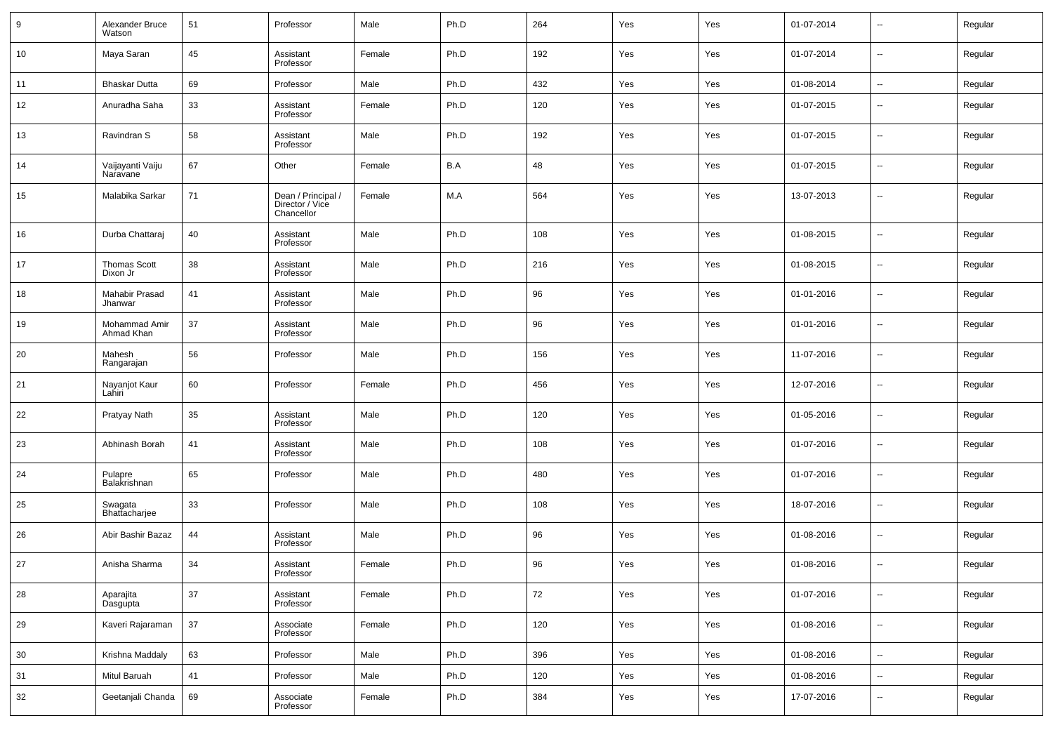| | | | | | | | | | | | |
|---|---|---|---|---|---|---|---|---|---|---|---|
| 9 | Alexander Bruce Watson | 51 | Professor | Male | Ph.D | 264 | Yes | Yes | 01-07-2014 | -- | Regular |
| 10 | Maya Saran | 45 | Assistant Professor | Female | Ph.D | 192 | Yes | Yes | 01-07-2014 | -- | Regular |
| 11 | Bhaskar Dutta | 69 | Professor | Male | Ph.D | 432 | Yes | Yes | 01-08-2014 | -- | Regular |
| 12 | Anuradha Saha | 33 | Assistant Professor | Female | Ph.D | 120 | Yes | Yes | 01-07-2015 | -- | Regular |
| 13 | Ravindran S | 58 | Assistant Professor | Male | Ph.D | 192 | Yes | Yes | 01-07-2015 | -- | Regular |
| 14 | Vaijayanti Vaiju Naravane | 67 | Other | Female | B.A | 48 | Yes | Yes | 01-07-2015 | -- | Regular |
| 15 | Malabika Sarkar | 71 | Dean / Principal / Director / Vice Chancellor | Female | M.A | 564 | Yes | Yes | 13-07-2013 | -- | Regular |
| 16 | Durba Chattaraj | 40 | Assistant Professor | Male | Ph.D | 108 | Yes | Yes | 01-08-2015 | -- | Regular |
| 17 | Thomas Scott Dixon Jr | 38 | Assistant Professor | Male | Ph.D | 216 | Yes | Yes | 01-08-2015 | -- | Regular |
| 18 | Mahabir Prasad Jhanwar | 41 | Assistant Professor | Male | Ph.D | 96 | Yes | Yes | 01-01-2016 | -- | Regular |
| 19 | Mohammad Amir Ahmad Khan | 37 | Assistant Professor | Male | Ph.D | 96 | Yes | Yes | 01-01-2016 | -- | Regular |
| 20 | Mahesh Rangarajan | 56 | Professor | Male | Ph.D | 156 | Yes | Yes | 11-07-2016 | -- | Regular |
| 21 | Nayanjot Kaur Lahiri | 60 | Professor | Female | Ph.D | 456 | Yes | Yes | 12-07-2016 | -- | Regular |
| 22 | Pratyay Nath | 35 | Assistant Professor | Male | Ph.D | 120 | Yes | Yes | 01-05-2016 | -- | Regular |
| 23 | Abhinash Borah | 41 | Assistant Professor | Male | Ph.D | 108 | Yes | Yes | 01-07-2016 | -- | Regular |
| 24 | Pulapre Balakrishnan | 65 | Professor | Male | Ph.D | 480 | Yes | Yes | 01-07-2016 | -- | Regular |
| 25 | Swagata Bhattacharjee | 33 | Professor | Male | Ph.D | 108 | Yes | Yes | 18-07-2016 | -- | Regular |
| 26 | Abir Bashir Bazaz | 44 | Assistant Professor | Male | Ph.D | 96 | Yes | Yes | 01-08-2016 | -- | Regular |
| 27 | Anisha Sharma | 34 | Assistant Professor | Female | Ph.D | 96 | Yes | Yes | 01-08-2016 | -- | Regular |
| 28 | Aparajita Dasgupta | 37 | Assistant Professor | Female | Ph.D | 72 | Yes | Yes | 01-07-2016 | -- | Regular |
| 29 | Kaveri Rajaraman | 37 | Associate Professor | Female | Ph.D | 120 | Yes | Yes | 01-08-2016 | -- | Regular |
| 30 | Krishna Maddaly | 63 | Professor | Male | Ph.D | 396 | Yes | Yes | 01-08-2016 | -- | Regular |
| 31 | Mitul Baruah | 41 | Professor | Male | Ph.D | 120 | Yes | Yes | 01-08-2016 | -- | Regular |
| 32 | Geetanjali Chanda | 69 | Associate Professor | Female | Ph.D | 384 | Yes | Yes | 17-07-2016 | -- | Regular |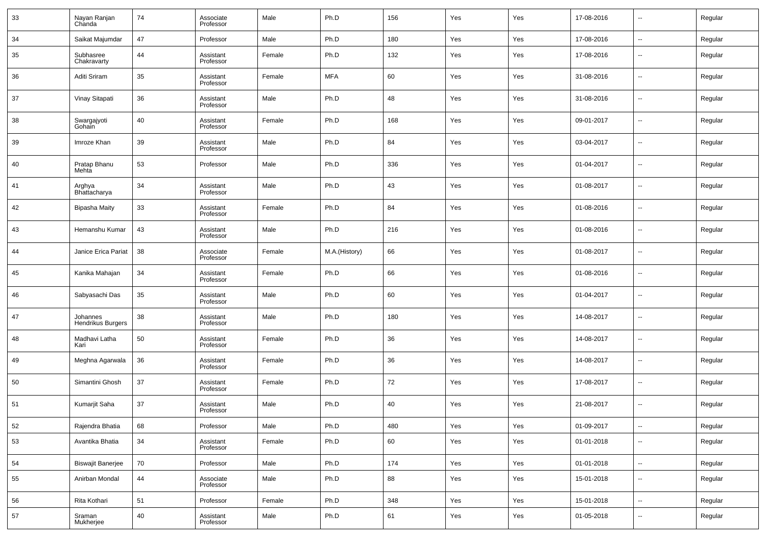| 33 | Nayan Ranjan Chanda | 74 | Associate Professor | Male | Ph.D | 156 | Yes | Yes | 17-08-2016 | -- | Regular |
|---|---|---|---|---|---|---|---|---|---|---|---|
| 34 | Saikat Majumdar | 47 | Professor | Male | Ph.D | 180 | Yes | Yes | 17-08-2016 | -- | Regular |
| 35 | Subhasree Chakravarty | 44 | Assistant Professor | Female | Ph.D | 132 | Yes | Yes | 17-08-2016 | -- | Regular |
| 36 | Aditi Sriram | 35 | Assistant Professor | Female | MFA | 60 | Yes | Yes | 31-08-2016 | -- | Regular |
| 37 | Vinay Sitapati | 36 | Assistant Professor | Male | Ph.D | 48 | Yes | Yes | 31-08-2016 | -- | Regular |
| 38 | Swargajyoti Gohain | 40 | Assistant Professor | Female | Ph.D | 168 | Yes | Yes | 09-01-2017 | -- | Regular |
| 39 | Imroze Khan | 39 | Assistant Professor | Male | Ph.D | 84 | Yes | Yes | 03-04-2017 | -- | Regular |
| 40 | Pratap Bhanu Mehta | 53 | Professor | Male | Ph.D | 336 | Yes | Yes | 01-04-2017 | -- | Regular |
| 41 | Arghya Bhattacharya | 34 | Assistant Professor | Male | Ph.D | 43 | Yes | Yes | 01-08-2017 | -- | Regular |
| 42 | Bipasha Maity | 33 | Assistant Professor | Female | Ph.D | 84 | Yes | Yes | 01-08-2016 | -- | Regular |
| 43 | Hemanshu Kumar | 43 | Assistant Professor | Male | Ph.D | 216 | Yes | Yes | 01-08-2016 | -- | Regular |
| 44 | Janice Erica Pariat | 38 | Associate Professor | Female | M.A.(History) | 66 | Yes | Yes | 01-08-2017 | -- | Regular |
| 45 | Kanika Mahajan | 34 | Assistant Professor | Female | Ph.D | 66 | Yes | Yes | 01-08-2016 | -- | Regular |
| 46 | Sabyasachi Das | 35 | Assistant Professor | Male | Ph.D | 60 | Yes | Yes | 01-04-2017 | -- | Regular |
| 47 | Johannes Hendrikus Burgers | 38 | Assistant Professor | Male | Ph.D | 180 | Yes | Yes | 14-08-2017 | -- | Regular |
| 48 | Madhavi Latha Kari | 50 | Assistant Professor | Female | Ph.D | 36 | Yes | Yes | 14-08-2017 | -- | Regular |
| 49 | Meghna Agarwala | 36 | Assistant Professor | Female | Ph.D | 36 | Yes | Yes | 14-08-2017 | -- | Regular |
| 50 | Simantini Ghosh | 37 | Assistant Professor | Female | Ph.D | 72 | Yes | Yes | 17-08-2017 | -- | Regular |
| 51 | Kumarjit Saha | 37 | Assistant Professor | Male | Ph.D | 40 | Yes | Yes | 21-08-2017 | -- | Regular |
| 52 | Rajendra Bhatia | 68 | Professor | Male | Ph.D | 480 | Yes | Yes | 01-09-2017 | -- | Regular |
| 53 | Avantika Bhatia | 34 | Assistant Professor | Female | Ph.D | 60 | Yes | Yes | 01-01-2018 | -- | Regular |
| 54 | Biswajit Banerjee | 70 | Professor | Male | Ph.D | 174 | Yes | Yes | 01-01-2018 | -- | Regular |
| 55 | Anirban Mondal | 44 | Associate Professor | Male | Ph.D | 88 | Yes | Yes | 15-01-2018 | -- | Regular |
| 56 | Rita Kothari | 51 | Professor | Female | Ph.D | 348 | Yes | Yes | 15-01-2018 | -- | Regular |
| 57 | Sraman Mukherjee | 40 | Assistant Professor | Male | Ph.D | 61 | Yes | Yes | 01-05-2018 | -- | Regular |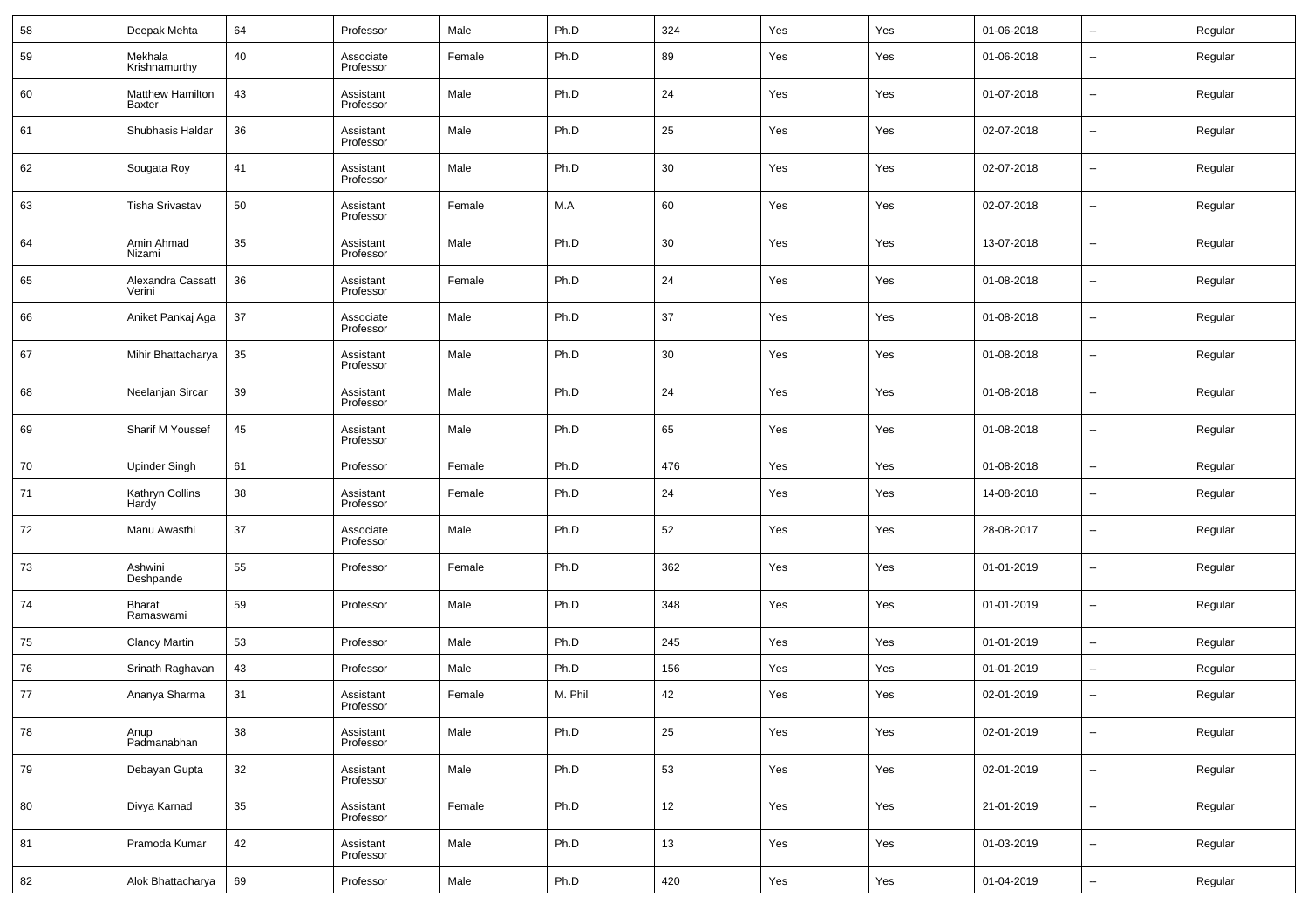| | | | | | | | | | | | |
|---|---|---|---|---|---|---|---|---|---|---|---|
| 58 | Deepak Mehta | 64 | Professor | Male | Ph.D | 324 | Yes | Yes | 01-06-2018 | -- | Regular |
| 59 | Mekhala Krishnamurthy | 40 | Associate Professor | Female | Ph.D | 89 | Yes | Yes | 01-06-2018 | -- | Regular |
| 60 | Matthew Hamilton Baxter | 43 | Assistant Professor | Male | Ph.D | 24 | Yes | Yes | 01-07-2018 | -- | Regular |
| 61 | Shubhasis Haldar | 36 | Assistant Professor | Male | Ph.D | 25 | Yes | Yes | 02-07-2018 | -- | Regular |
| 62 | Sougata Roy | 41 | Assistant Professor | Male | Ph.D | 30 | Yes | Yes | 02-07-2018 | -- | Regular |
| 63 | Tisha Srivastav | 50 | Assistant Professor | Female | M.A | 60 | Yes | Yes | 02-07-2018 | -- | Regular |
| 64 | Amin Ahmad Nizami | 35 | Assistant Professor | Male | Ph.D | 30 | Yes | Yes | 13-07-2018 | -- | Regular |
| 65 | Alexandra Cassatt Verini | 36 | Assistant Professor | Female | Ph.D | 24 | Yes | Yes | 01-08-2018 | -- | Regular |
| 66 | Aniket Pankaj Aga | 37 | Associate Professor | Male | Ph.D | 37 | Yes | Yes | 01-08-2018 | -- | Regular |
| 67 | Mihir Bhattacharya | 35 | Assistant Professor | Male | Ph.D | 30 | Yes | Yes | 01-08-2018 | -- | Regular |
| 68 | Neelanjan Sircar | 39 | Assistant Professor | Male | Ph.D | 24 | Yes | Yes | 01-08-2018 | -- | Regular |
| 69 | Sharif M Youssef | 45 | Assistant Professor | Male | Ph.D | 65 | Yes | Yes | 01-08-2018 | -- | Regular |
| 70 | Upinder Singh | 61 | Professor | Female | Ph.D | 476 | Yes | Yes | 01-08-2018 | -- | Regular |
| 71 | Kathryn Collins Hardy | 38 | Assistant Professor | Female | Ph.D | 24 | Yes | Yes | 14-08-2018 | -- | Regular |
| 72 | Manu Awasthi | 37 | Associate Professor | Male | Ph.D | 52 | Yes | Yes | 28-08-2017 | -- | Regular |
| 73 | Ashwini Deshpande | 55 | Professor | Female | Ph.D | 362 | Yes | Yes | 01-01-2019 | -- | Regular |
| 74 | Bharat Ramaswami | 59 | Professor | Male | Ph.D | 348 | Yes | Yes | 01-01-2019 | -- | Regular |
| 75 | Clancy Martin | 53 | Professor | Male | Ph.D | 245 | Yes | Yes | 01-01-2019 | -- | Regular |
| 76 | Srinath Raghavan | 43 | Professor | Male | Ph.D | 156 | Yes | Yes | 01-01-2019 | -- | Regular |
| 77 | Ananya Sharma | 31 | Assistant Professor | Female | M. Phil | 42 | Yes | Yes | 02-01-2019 | -- | Regular |
| 78 | Anup Padmanabhan | 38 | Assistant Professor | Male | Ph.D | 25 | Yes | Yes | 02-01-2019 | -- | Regular |
| 79 | Debayan Gupta | 32 | Assistant Professor | Male | Ph.D | 53 | Yes | Yes | 02-01-2019 | -- | Regular |
| 80 | Divya Karnad | 35 | Assistant Professor | Female | Ph.D | 12 | Yes | Yes | 21-01-2019 | -- | Regular |
| 81 | Pramoda Kumar | 42 | Assistant Professor | Male | Ph.D | 13 | Yes | Yes | 01-03-2019 | -- | Regular |
| 82 | Alok Bhattacharya | 69 | Professor | Male | Ph.D | 420 | Yes | Yes | 01-04-2019 | -- | Regular |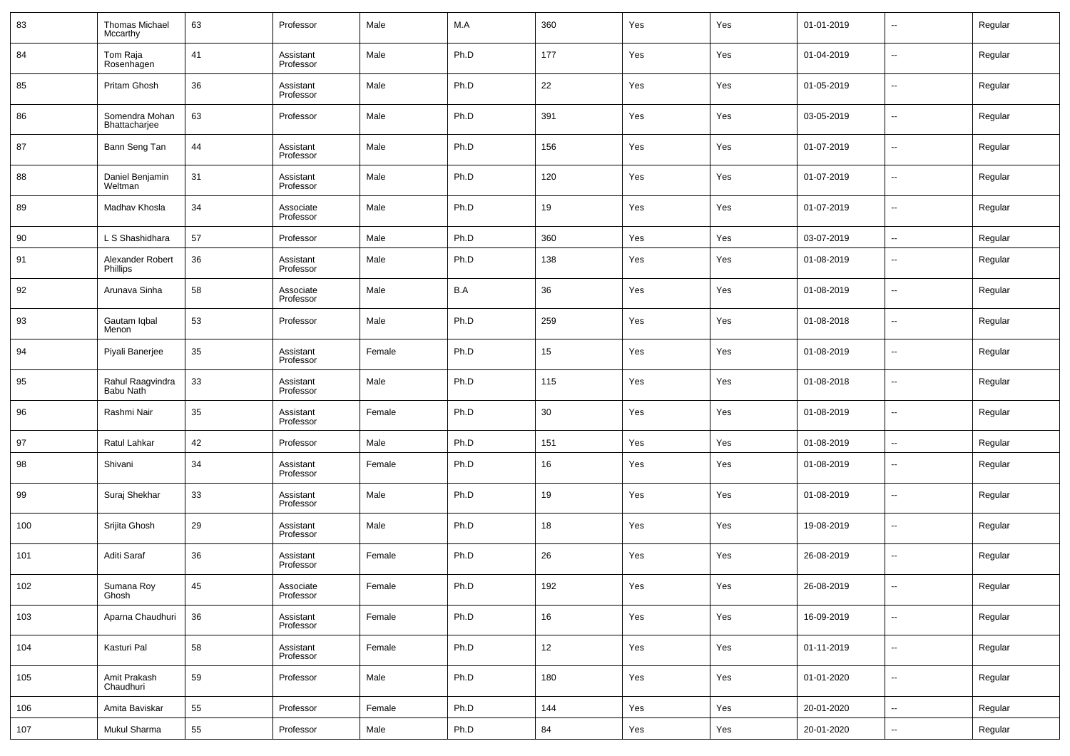| 83 | Thomas Michael Mccarthy | 63 | Professor | Male | M.A | 360 | Yes | Yes | 01-01-2019 | -- | Regular |
|---|---|---|---|---|---|---|---|---|---|---|---|
| 84 | Tom Raja Rosenhagen | 41 | Assistant Professor | Male | Ph.D | 177 | Yes | Yes | 01-04-2019 | -- | Regular |
| 85 | Pritam Ghosh | 36 | Assistant Professor | Male | Ph.D | 22 | Yes | Yes | 01-05-2019 | -- | Regular |
| 86 | Somendra Mohan Bhattacharjee | 63 | Professor | Male | Ph.D | 391 | Yes | Yes | 03-05-2019 | -- | Regular |
| 87 | Bann Seng Tan | 44 | Assistant Professor | Male | Ph.D | 156 | Yes | Yes | 01-07-2019 | -- | Regular |
| 88 | Daniel Benjamin Weltman | 31 | Assistant Professor | Male | Ph.D | 120 | Yes | Yes | 01-07-2019 | -- | Regular |
| 89 | Madhav Khosla | 34 | Associate Professor | Male | Ph.D | 19 | Yes | Yes | 01-07-2019 | -- | Regular |
| 90 | L S Shashidhara | 57 | Professor | Male | Ph.D | 360 | Yes | Yes | 03-07-2019 | -- | Regular |
| 91 | Alexander Robert Phillips | 36 | Assistant Professor | Male | Ph.D | 138 | Yes | Yes | 01-08-2019 | -- | Regular |
| 92 | Arunava Sinha | 58 | Associate Professor | Male | B.A | 36 | Yes | Yes | 01-08-2019 | -- | Regular |
| 93 | Gautam Iqbal Menon | 53 | Professor | Male | Ph.D | 259 | Yes | Yes | 01-08-2018 | -- | Regular |
| 94 | Piyali Banerjee | 35 | Assistant Professor | Female | Ph.D | 15 | Yes | Yes | 01-08-2019 | -- | Regular |
| 95 | Rahul Raagvindra Babu Nath | 33 | Assistant Professor | Male | Ph.D | 115 | Yes | Yes | 01-08-2018 | -- | Regular |
| 96 | Rashmi Nair | 35 | Assistant Professor | Female | Ph.D | 30 | Yes | Yes | 01-08-2019 | -- | Regular |
| 97 | Ratul Lahkar | 42 | Professor | Male | Ph.D | 151 | Yes | Yes | 01-08-2019 | -- | Regular |
| 98 | Shivani | 34 | Assistant Professor | Female | Ph.D | 16 | Yes | Yes | 01-08-2019 | -- | Regular |
| 99 | Suraj Shekhar | 33 | Assistant Professor | Male | Ph.D | 19 | Yes | Yes | 01-08-2019 | -- | Regular |
| 100 | Srijita Ghosh | 29 | Assistant Professor | Male | Ph.D | 18 | Yes | Yes | 19-08-2019 | -- | Regular |
| 101 | Aditi Saraf | 36 | Assistant Professor | Female | Ph.D | 26 | Yes | Yes | 26-08-2019 | -- | Regular |
| 102 | Sumana Roy Ghosh | 45 | Associate Professor | Female | Ph.D | 192 | Yes | Yes | 26-08-2019 | -- | Regular |
| 103 | Aparna Chaudhuri | 36 | Assistant Professor | Female | Ph.D | 16 | Yes | Yes | 16-09-2019 | -- | Regular |
| 104 | Kasturi Pal | 58 | Assistant Professor | Female | Ph.D | 12 | Yes | Yes | 01-11-2019 | -- | Regular |
| 105 | Amit Prakash Chaudhuri | 59 | Professor | Male | Ph.D | 180 | Yes | Yes | 01-01-2020 | -- | Regular |
| 106 | Amita Baviskar | 55 | Professor | Female | Ph.D | 144 | Yes | Yes | 20-01-2020 | -- | Regular |
| 107 | Mukul Sharma | 55 | Professor | Male | Ph.D | 84 | Yes | Yes | 20-01-2020 | -- | Regular |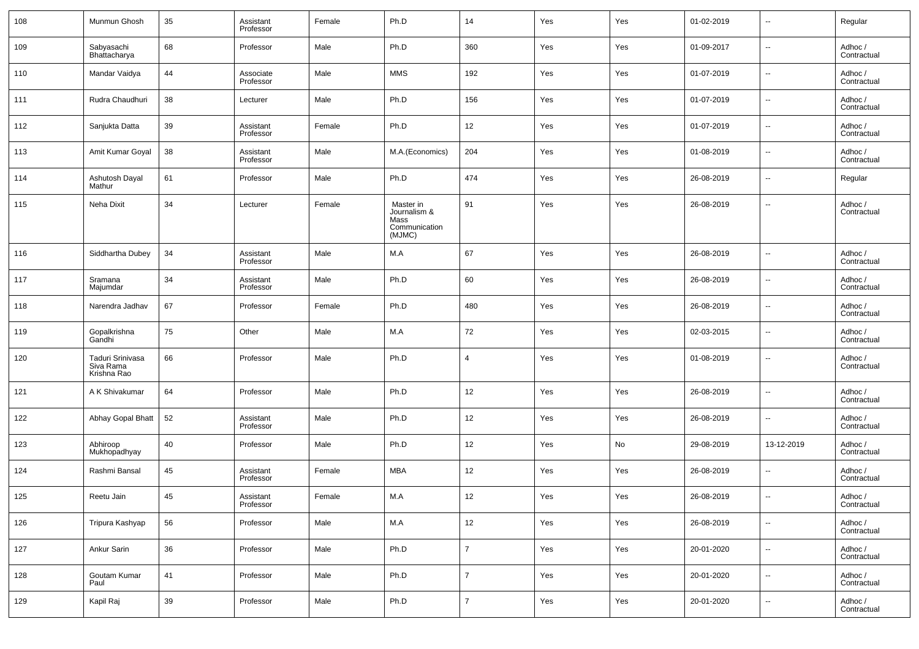| 108 | Munmun Ghosh | 35 | Assistant Professor | Female | Ph.D | 14 | Yes | Yes | 01-02-2019 | -- | Regular |
|---|---|---|---|---|---|---|---|---|---|---|---|
| 109 | Sabyasachi Bhattacharya | 68 | Professor | Male | Ph.D | 360 | Yes | Yes | 01-09-2017 | -- | Adhoc / Contractual |
| 110 | Mandar Vaidya | 44 | Associate Professor | Male | MMS | 192 | Yes | Yes | 01-07-2019 | -- | Adhoc / Contractual |
| 111 | Rudra Chaudhuri | 38 | Lecturer | Male | Ph.D | 156 | Yes | Yes | 01-07-2019 | -- | Adhoc / Contractual |
| 112 | Sanjukta Datta | 39 | Assistant Professor | Female | Ph.D | 12 | Yes | Yes | 01-07-2019 | -- | Adhoc / Contractual |
| 113 | Amit Kumar Goyal | 38 | Assistant Professor | Male | M.A.(Economics) | 204 | Yes | Yes | 01-08-2019 | -- | Adhoc / Contractual |
| 114 | Ashutosh Dayal Mathur | 61 | Professor | Male | Ph.D | 474 | Yes | Yes | 26-08-2019 | -- | Regular |
| 115 | Neha Dixit | 34 | Lecturer | Female | Master in Journalism & Mass Communication (MJMC) | 91 | Yes | Yes | 26-08-2019 | -- | Adhoc / Contractual |
| 116 | Siddhartha Dubey | 34 | Assistant Professor | Male | M.A | 67 | Yes | Yes | 26-08-2019 | -- | Adhoc / Contractual |
| 117 | Sramana Majumdar | 34 | Assistant Professor | Male | Ph.D | 60 | Yes | Yes | 26-08-2019 | -- | Adhoc / Contractual |
| 118 | Narendra Jadhav | 67 | Professor | Female | Ph.D | 480 | Yes | Yes | 26-08-2019 | -- | Adhoc / Contractual |
| 119 | Gopalkrishna Gandhi | 75 | Other | Male | M.A | 72 | Yes | Yes | 02-03-2015 | -- | Adhoc / Contractual |
| 120 | Taduri Srinivasa Siva Rama Krishna Rao | 66 | Professor | Male | Ph.D | 4 | Yes | Yes | 01-08-2019 | -- | Adhoc / Contractual |
| 121 | A K Shivakumar | 64 | Professor | Male | Ph.D | 12 | Yes | Yes | 26-08-2019 | -- | Adhoc / Contractual |
| 122 | Abhay Gopal Bhatt | 52 | Assistant Professor | Male | Ph.D | 12 | Yes | Yes | 26-08-2019 | -- | Adhoc / Contractual |
| 123 | Abhiroop Mukhopadhyay | 40 | Professor | Male | Ph.D | 12 | Yes | No | 29-08-2019 | 13-12-2019 | Adhoc / Contractual |
| 124 | Rashmi Bansal | 45 | Assistant Professor | Female | MBA | 12 | Yes | Yes | 26-08-2019 | -- | Adhoc / Contractual |
| 125 | Reetu Jain | 45 | Assistant Professor | Female | M.A | 12 | Yes | Yes | 26-08-2019 | -- | Adhoc / Contractual |
| 126 | Tripura Kashyap | 56 | Professor | Male | M.A | 12 | Yes | Yes | 26-08-2019 | -- | Adhoc / Contractual |
| 127 | Ankur Sarin | 36 | Professor | Male | Ph.D | 7 | Yes | Yes | 20-01-2020 | -- | Adhoc / Contractual |
| 128 | Goutam Kumar Paul | 41 | Professor | Male | Ph.D | 7 | Yes | Yes | 20-01-2020 | -- | Adhoc / Contractual |
| 129 | Kapil Raj | 39 | Professor | Male | Ph.D | 7 | Yes | Yes | 20-01-2020 | -- | Adhoc / Contractual |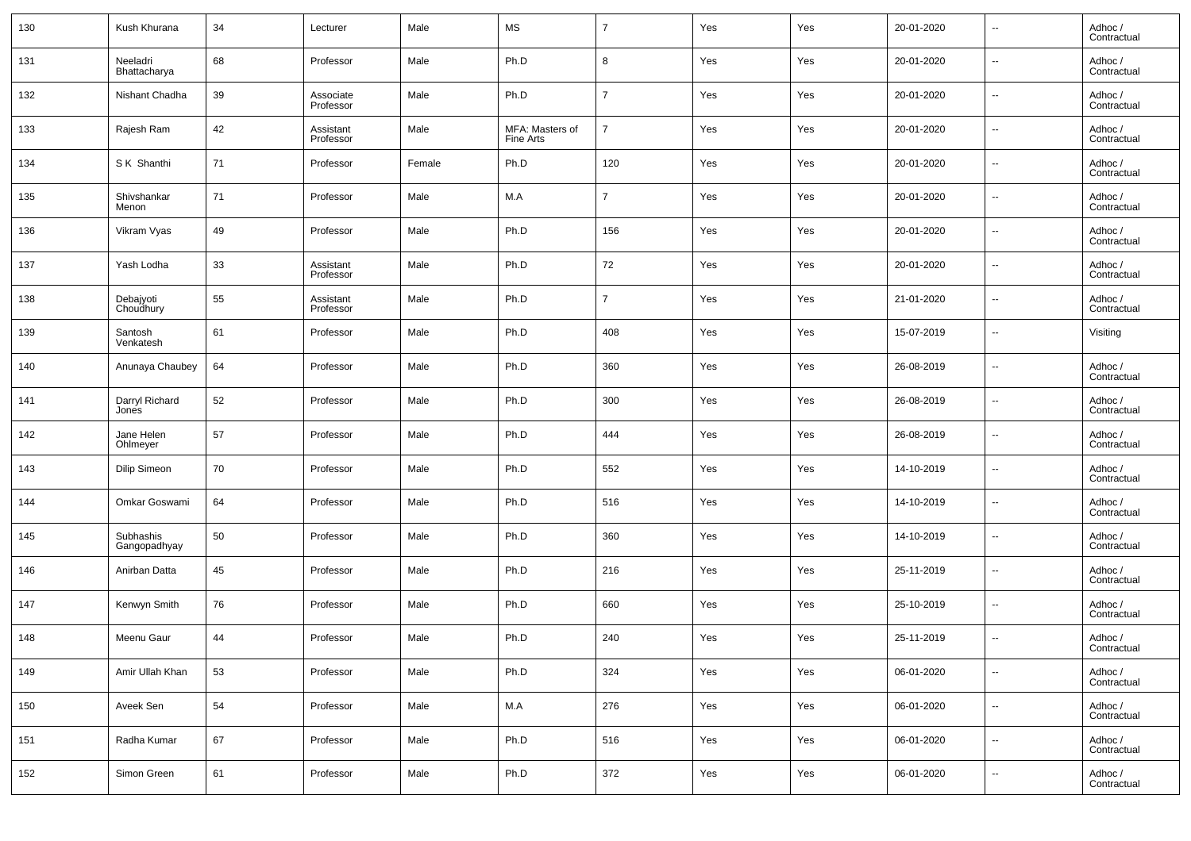| 130 | Kush Khurana | 34 | Lecturer | Male | MS | 7 | Yes | Yes | 20-01-2020 | -- | Adhoc / Contractual |
|---|---|---|---|---|---|---|---|---|---|---|---|
| 131 | Neeladri Bhattacharya | 68 | Professor | Male | Ph.D | 8 | Yes | Yes | 20-01-2020 | -- | Adhoc / Contractual |
| 132 | Nishant Chadha | 39 | Associate Professor | Male | Ph.D | 7 | Yes | Yes | 20-01-2020 | -- | Adhoc / Contractual |
| 133 | Rajesh Ram | 42 | Assistant Professor | Male | MFA: Masters of Fine Arts | 7 | Yes | Yes | 20-01-2020 | -- | Adhoc / Contractual |
| 134 | S K Shanthi | 71 | Professor | Female | Ph.D | 120 | Yes | Yes | 20-01-2020 | -- | Adhoc / Contractual |
| 135 | Shivshankar Menon | 71 | Professor | Male | M.A | 7 | Yes | Yes | 20-01-2020 | -- | Adhoc / Contractual |
| 136 | Vikram Vyas | 49 | Professor | Male | Ph.D | 156 | Yes | Yes | 20-01-2020 | -- | Adhoc / Contractual |
| 137 | Yash Lodha | 33 | Assistant Professor | Male | Ph.D | 72 | Yes | Yes | 20-01-2020 | -- | Adhoc / Contractual |
| 138 | Debajyoti Choudhury | 55 | Assistant Professor | Male | Ph.D | 7 | Yes | Yes | 21-01-2020 | -- | Adhoc / Contractual |
| 139 | Santosh Venkatesh | 61 | Professor | Male | Ph.D | 408 | Yes | Yes | 15-07-2019 | -- | Visiting |
| 140 | Anunaya Chaubey | 64 | Professor | Male | Ph.D | 360 | Yes | Yes | 26-08-2019 | -- | Adhoc / Contractual |
| 141 | Darryl Richard Jones | 52 | Professor | Male | Ph.D | 300 | Yes | Yes | 26-08-2019 | -- | Adhoc / Contractual |
| 142 | Jane Helen Ohlmeyer | 57 | Professor | Male | Ph.D | 444 | Yes | Yes | 26-08-2019 | -- | Adhoc / Contractual |
| 143 | Dilip Simeon | 70 | Professor | Male | Ph.D | 552 | Yes | Yes | 14-10-2019 | -- | Adhoc / Contractual |
| 144 | Omkar Goswami | 64 | Professor | Male | Ph.D | 516 | Yes | Yes | 14-10-2019 | -- | Adhoc / Contractual |
| 145 | Subhashis Gangopadhyay | 50 | Professor | Male | Ph.D | 360 | Yes | Yes | 14-10-2019 | -- | Adhoc / Contractual |
| 146 | Anirban Datta | 45 | Professor | Male | Ph.D | 216 | Yes | Yes | 25-11-2019 | -- | Adhoc / Contractual |
| 147 | Kenwyn Smith | 76 | Professor | Male | Ph.D | 660 | Yes | Yes | 25-10-2019 | -- | Adhoc / Contractual |
| 148 | Meenu Gaur | 44 | Professor | Male | Ph.D | 240 | Yes | Yes | 25-11-2019 | -- | Adhoc / Contractual |
| 149 | Amir Ullah Khan | 53 | Professor | Male | Ph.D | 324 | Yes | Yes | 06-01-2020 | -- | Adhoc / Contractual |
| 150 | Aveek Sen | 54 | Professor | Male | M.A | 276 | Yes | Yes | 06-01-2020 | -- | Adhoc / Contractual |
| 151 | Radha Kumar | 67 | Professor | Male | Ph.D | 516 | Yes | Yes | 06-01-2020 | -- | Adhoc / Contractual |
| 152 | Simon Green | 61 | Professor | Male | Ph.D | 372 | Yes | Yes | 06-01-2020 | -- | Adhoc / Contractual |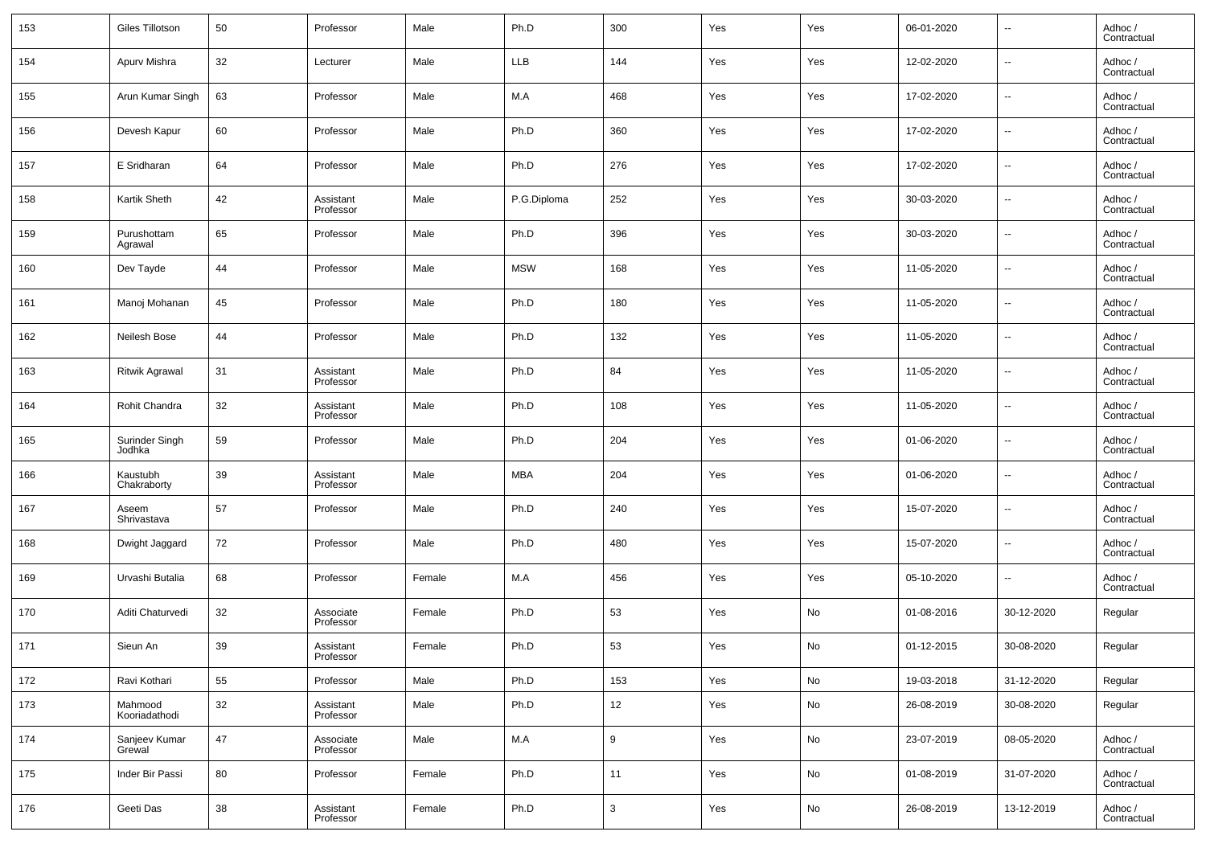| 153 | Giles Tillotson | 50 | Professor | Male | Ph.D | 300 | Yes | Yes | 06-01-2020 | -- | Adhoc / Contractual |
|---|---|---|---|---|---|---|---|---|---|---|---|
| 154 | Apurv Mishra | 32 | Lecturer | Male | LLB | 144 | Yes | Yes | 12-02-2020 | -- | Adhoc / Contractual |
| 155 | Arun Kumar Singh | 63 | Professor | Male | M.A | 468 | Yes | Yes | 17-02-2020 | -- | Adhoc / Contractual |
| 156 | Devesh Kapur | 60 | Professor | Male | Ph.D | 360 | Yes | Yes | 17-02-2020 | -- | Adhoc / Contractual |
| 157 | E Sridharan | 64 | Professor | Male | Ph.D | 276 | Yes | Yes | 17-02-2020 | -- | Adhoc / Contractual |
| 158 | Kartik Sheth | 42 | Assistant Professor | Male | P.G.Diploma | 252 | Yes | Yes | 30-03-2020 | -- | Adhoc / Contractual |
| 159 | Purushottam Agrawal | 65 | Professor | Male | Ph.D | 396 | Yes | Yes | 30-03-2020 | -- | Adhoc / Contractual |
| 160 | Dev Tayde | 44 | Professor | Male | MSW | 168 | Yes | Yes | 11-05-2020 | -- | Adhoc / Contractual |
| 161 | Manoj Mohanan | 45 | Professor | Male | Ph.D | 180 | Yes | Yes | 11-05-2020 | -- | Adhoc / Contractual |
| 162 | Neilesh Bose | 44 | Professor | Male | Ph.D | 132 | Yes | Yes | 11-05-2020 | -- | Adhoc / Contractual |
| 163 | Ritwik Agrawal | 31 | Assistant Professor | Male | Ph.D | 84 | Yes | Yes | 11-05-2020 | -- | Adhoc / Contractual |
| 164 | Rohit Chandra | 32 | Assistant Professor | Male | Ph.D | 108 | Yes | Yes | 11-05-2020 | -- | Adhoc / Contractual |
| 165 | Surinder Singh Jodhka | 59 | Professor | Male | Ph.D | 204 | Yes | Yes | 01-06-2020 | -- | Adhoc / Contractual |
| 166 | Kaustubh Chakraborty | 39 | Assistant Professor | Male | MBA | 204 | Yes | Yes | 01-06-2020 | -- | Adhoc / Contractual |
| 167 | Aseem Shrivastava | 57 | Professor | Male | Ph.D | 240 | Yes | Yes | 15-07-2020 | -- | Adhoc / Contractual |
| 168 | Dwight Jaggard | 72 | Professor | Male | Ph.D | 480 | Yes | Yes | 15-07-2020 | -- | Adhoc / Contractual |
| 169 | Urvashi Butalia | 68 | Professor | Female | M.A | 456 | Yes | Yes | 05-10-2020 | -- | Adhoc / Contractual |
| 170 | Aditi Chaturvedi | 32 | Associate Professor | Female | Ph.D | 53 | Yes | No | 01-08-2016 | 30-12-2020 | Regular |
| 171 | Sieun An | 39 | Assistant Professor | Female | Ph.D | 53 | Yes | No | 01-12-2015 | 30-08-2020 | Regular |
| 172 | Ravi Kothari | 55 | Professor | Male | Ph.D | 153 | Yes | No | 19-03-2018 | 31-12-2020 | Regular |
| 173 | Mahmood Kooriadathodi | 32 | Assistant Professor | Male | Ph.D | 12 | Yes | No | 26-08-2019 | 30-08-2020 | Regular |
| 174 | Sanjeev Kumar Grewal | 47 | Associate Professor | Male | M.A | 9 | Yes | No | 23-07-2019 | 08-05-2020 | Adhoc / Contractual |
| 175 | Inder Bir Passi | 80 | Professor | Female | Ph.D | 11 | Yes | No | 01-08-2019 | 31-07-2020 | Adhoc / Contractual |
| 176 | Geeti Das | 38 | Assistant Professor | Female | Ph.D | 3 | Yes | No | 26-08-2019 | 13-12-2019 | Adhoc / Contractual |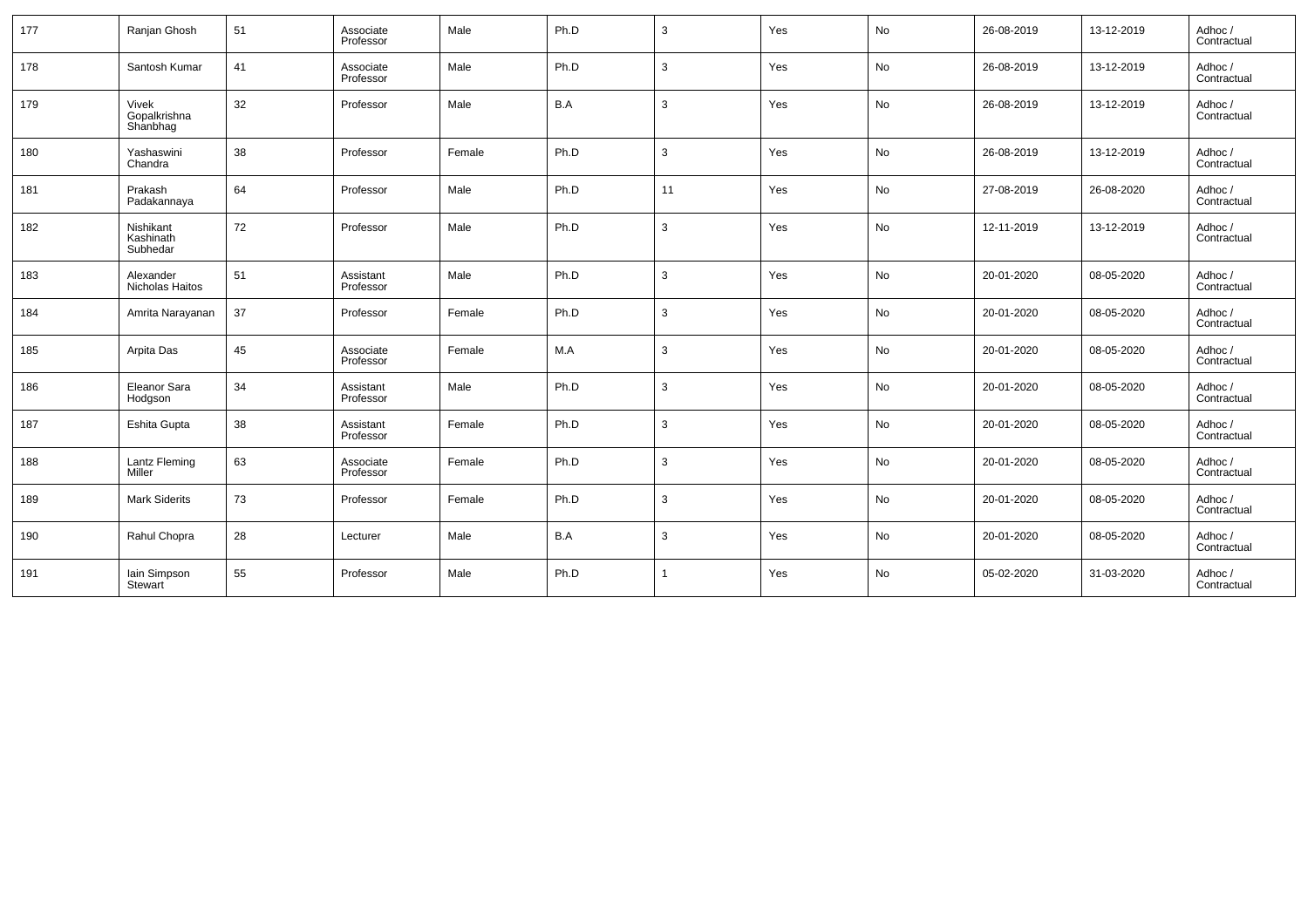| | | | | | | | | | | | |
|---|---|---|---|---|---|---|---|---|---|---|---|
| 177 | Ranjan Ghosh | 51 | Associate Professor | Male | Ph.D | 3 | Yes | No | 26-08-2019 | 13-12-2019 | Adhoc / Contractual |
| 178 | Santosh Kumar | 41 | Associate Professor | Male | Ph.D | 3 | Yes | No | 26-08-2019 | 13-12-2019 | Adhoc / Contractual |
| 179 | Vivek Gopalkrishna Shanbhag | 32 | Professor | Male | B.A | 3 | Yes | No | 26-08-2019 | 13-12-2019 | Adhoc / Contractual |
| 180 | Yashaswini Chandra | 38 | Professor | Female | Ph.D | 3 | Yes | No | 26-08-2019 | 13-12-2019 | Adhoc / Contractual |
| 181 | Prakash Padakannaya | 64 | Professor | Male | Ph.D | 11 | Yes | No | 27-08-2019 | 26-08-2020 | Adhoc / Contractual |
| 182 | Nishikant Kashinath Subhedar | 72 | Professor | Male | Ph.D | 3 | Yes | No | 12-11-2019 | 13-12-2019 | Adhoc / Contractual |
| 183 | Alexander Nicholas Haitos | 51 | Assistant Professor | Male | Ph.D | 3 | Yes | No | 20-01-2020 | 08-05-2020 | Adhoc / Contractual |
| 184 | Amrita Narayanan | 37 | Professor | Female | Ph.D | 3 | Yes | No | 20-01-2020 | 08-05-2020 | Adhoc / Contractual |
| 185 | Arpita Das | 45 | Associate Professor | Female | M.A | 3 | Yes | No | 20-01-2020 | 08-05-2020 | Adhoc / Contractual |
| 186 | Eleanor Sara Hodgson | 34 | Assistant Professor | Male | Ph.D | 3 | Yes | No | 20-01-2020 | 08-05-2020 | Adhoc / Contractual |
| 187 | Eshita Gupta | 38 | Assistant Professor | Female | Ph.D | 3 | Yes | No | 20-01-2020 | 08-05-2020 | Adhoc / Contractual |
| 188 | Lantz Fleming Miller | 63 | Associate Professor | Female | Ph.D | 3 | Yes | No | 20-01-2020 | 08-05-2020 | Adhoc / Contractual |
| 189 | Mark Siderits | 73 | Professor | Female | Ph.D | 3 | Yes | No | 20-01-2020 | 08-05-2020 | Adhoc / Contractual |
| 190 | Rahul Chopra | 28 | Lecturer | Male | B.A | 3 | Yes | No | 20-01-2020 | 08-05-2020 | Adhoc / Contractual |
| 191 | Iain Simpson Stewart | 55 | Professor | Male | Ph.D | 1 | Yes | No | 05-02-2020 | 31-03-2020 | Adhoc / Contractual |